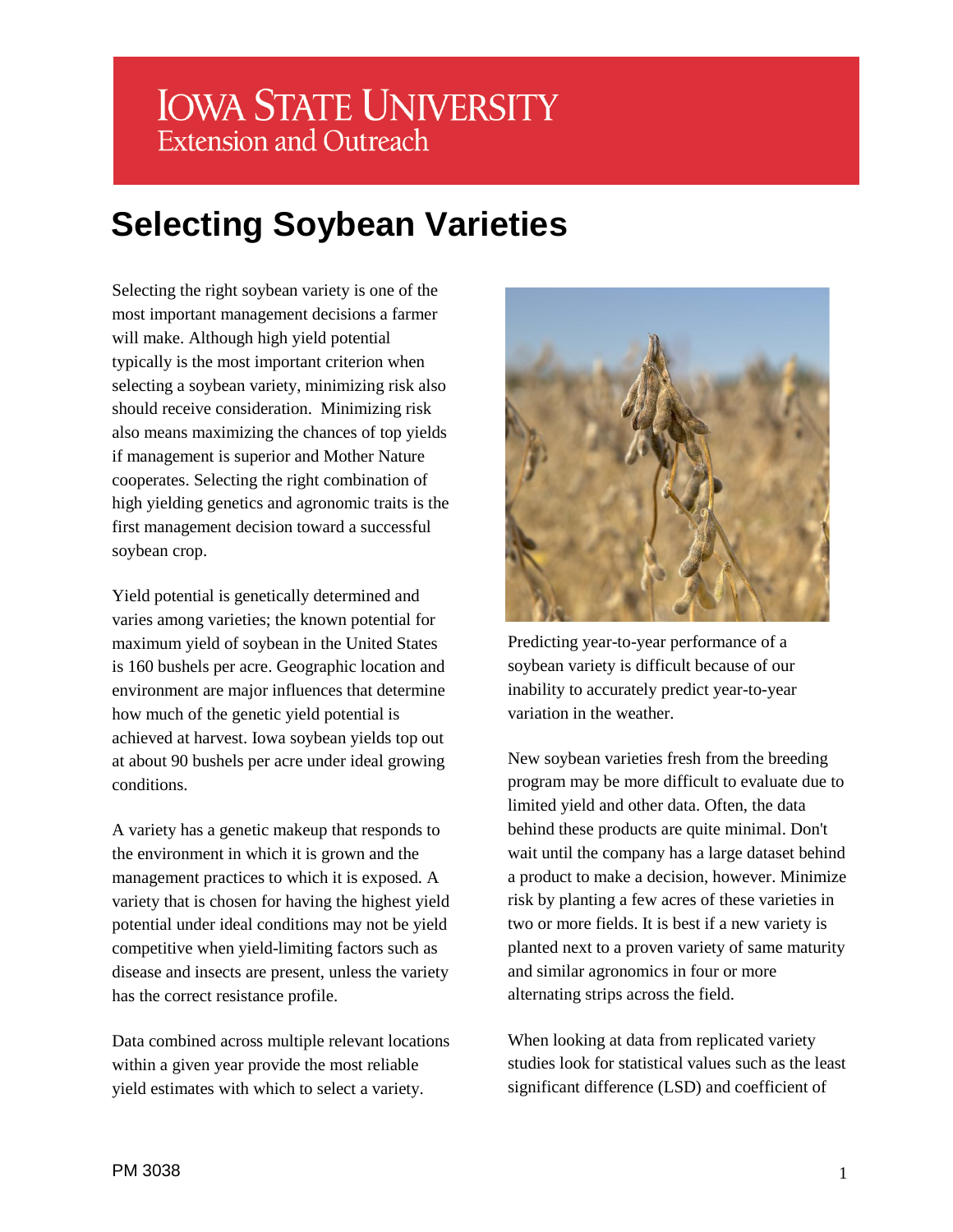Iowa State University
Extension and Outreach

# Selecting Soybean Varieties

Selecting the right soybean variety is one of the most important management decisions a farmer will make. Although high yield potential typically is the most important criterion when selecting a soybean variety, minimizing risk also should receive consideration. Minimizing risk also means maximizing the chances of top yields if management is superior and Mother Nature cooperates. Selecting the right combination of high yielding genetics and agronomic traits is the first management decision toward a successful soybean crop.

Yield potential is genetically determined and varies among varieties; the known potential for maximum yield of soybean in the United States is 160 bushels per acre. Geographic location and environment are major influences that determine how much of the genetic yield potential is achieved at harvest. Iowa soybean yields top out at about 90 bushels per acre under ideal growing conditions.

A variety has a genetic makeup that responds to the environment in which it is grown and the management practices to which it is exposed. A variety that is chosen for having the highest yield potential under ideal conditions may not be yield competitive when yield-limiting factors such as disease and insects are present, unless the variety has the correct resistance profile.

Data combined across multiple relevant locations within a given year provide the most reliable yield estimates with which to select a variety.

Predicting year-to-year performance of a soybean variety is difficult because of our inability to accurately predict year-to-year variation in the weather.

New soybean varieties fresh from the breeding program may be more difficult to evaluate due to limited yield and other data. Often, the data behind these products are quite minimal. Don't wait until the company has a large dataset behind a product to make a decision, however. Minimize risk by planting a few acres of these varieties in two or more fields. It is best if a new variety is planted next to a proven variety of same maturity and similar agronomics in four or more alternating strips across the field.

When looking at data from replicated variety studies look for statistical values such as the least significant difference (LSD) and coefficient of

PM 3038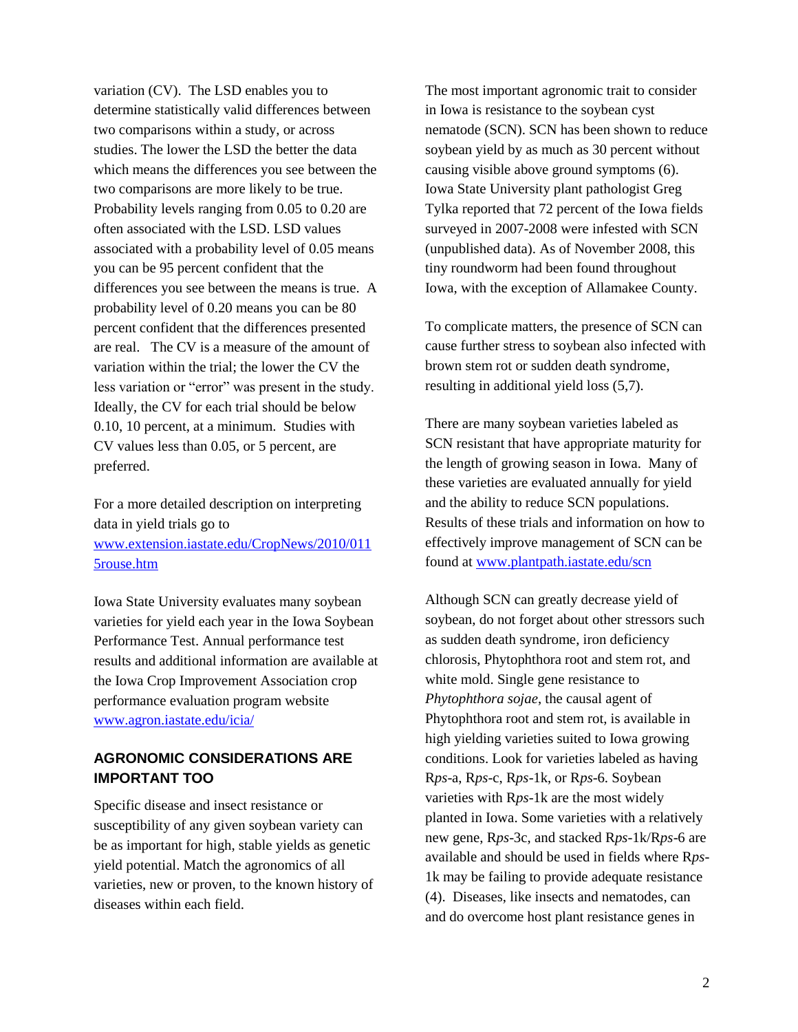variation (CV). The LSD enables you to determine statistically valid differences between two comparisons within a study, or across studies. The lower the LSD the better the data which means the differences you see between the two comparisons are more likely to be true. Probability levels ranging from 0.05 to 0.20 are often associated with the LSD. LSD values associated with a probability level of 0.05 means you can be 95 percent confident that the differences you see between the means is true. A probability level of 0.20 means you can be 80 percent confident that the differences presented are real. The CV is a measure of the amount of variation within the trial; the lower the CV the less variation or "error" was present in the study. Ideally, the CV for each trial should be below 0.10, 10 percent, at a minimum. Studies with CV values less than 0.05, or 5 percent, are preferred.

For a more detailed description on interpreting data in yield trials go to [www.extension.iastate.edu/CropNews/2010/0115rouse.htm](www.extension.iastate.edu/CropNews/2010/0115rouse.htm)

Iowa State University evaluates many soybean varieties for yield each year in the Iowa Soybean Performance Test. Annual performance test results and additional information are available at the Iowa Crop Improvement Association crop performance evaluation program website [www.agron.iastate.edu/icia/](www.agron.iastate.edu/icia/)

## AGRONOMIC CONSIDERATIONS ARE IMPORTANT TOO

Specific disease and insect resistance or susceptibility of any given soybean variety can be as important for high, stable yields as genetic yield potential. Match the agronomics of all varieties, new or proven, to the known history of diseases within each field.

The most important agronomic trait to consider in Iowa is resistance to the soybean cyst nematode (SCN). SCN has been shown to reduce soybean yield by as much as 30 percent without causing visible above ground symptoms (6). Iowa State University plant pathologist Greg Tylka reported that 72 percent of the Iowa fields surveyed in 2007-2008 were infested with SCN (unpublished data). As of November 2008, this tiny roundworm had been found throughout Iowa, with the exception of Allamakee County.

To complicate matters, the presence of SCN can cause further stress to soybean also infected with brown stem rot or sudden death syndrome, resulting in additional yield loss (5,7).

There are many soybean varieties labeled as SCN resistant that have appropriate maturity for the length of growing season in Iowa. Many of these varieties are evaluated annually for yield and the ability to reduce SCN populations. Results of these trials and information on how to effectively improve management of SCN can be found at [www.plantpath.iastate.edu/scn](www.plantpath.iastate.edu/scn)

Although SCN can greatly decrease yield of soybean, do not forget about other stressors such as sudden death syndrome, iron deficiency chlorosis, Phytophthora root and stem rot, and white mold. Single gene resistance to *Phytophthora sojae*, the causal agent of Phytophthora root and stem rot, is available in high yielding varieties suited to Iowa growing conditions. Look for varieties labeled as having R*ps*-a, R*ps*-c, R*ps*-1k, or R*ps*-6. Soybean varieties with R*ps*-1k are the most widely planted in Iowa. Some varieties with a relatively new gene, R*ps*-3c, and stacked R*ps*-1k/R*ps*-6 are available and should be used in fields where R*ps*-1k may be failing to provide adequate resistance (4). Diseases, like insects and nematodes, can and do overcome host plant resistance genes in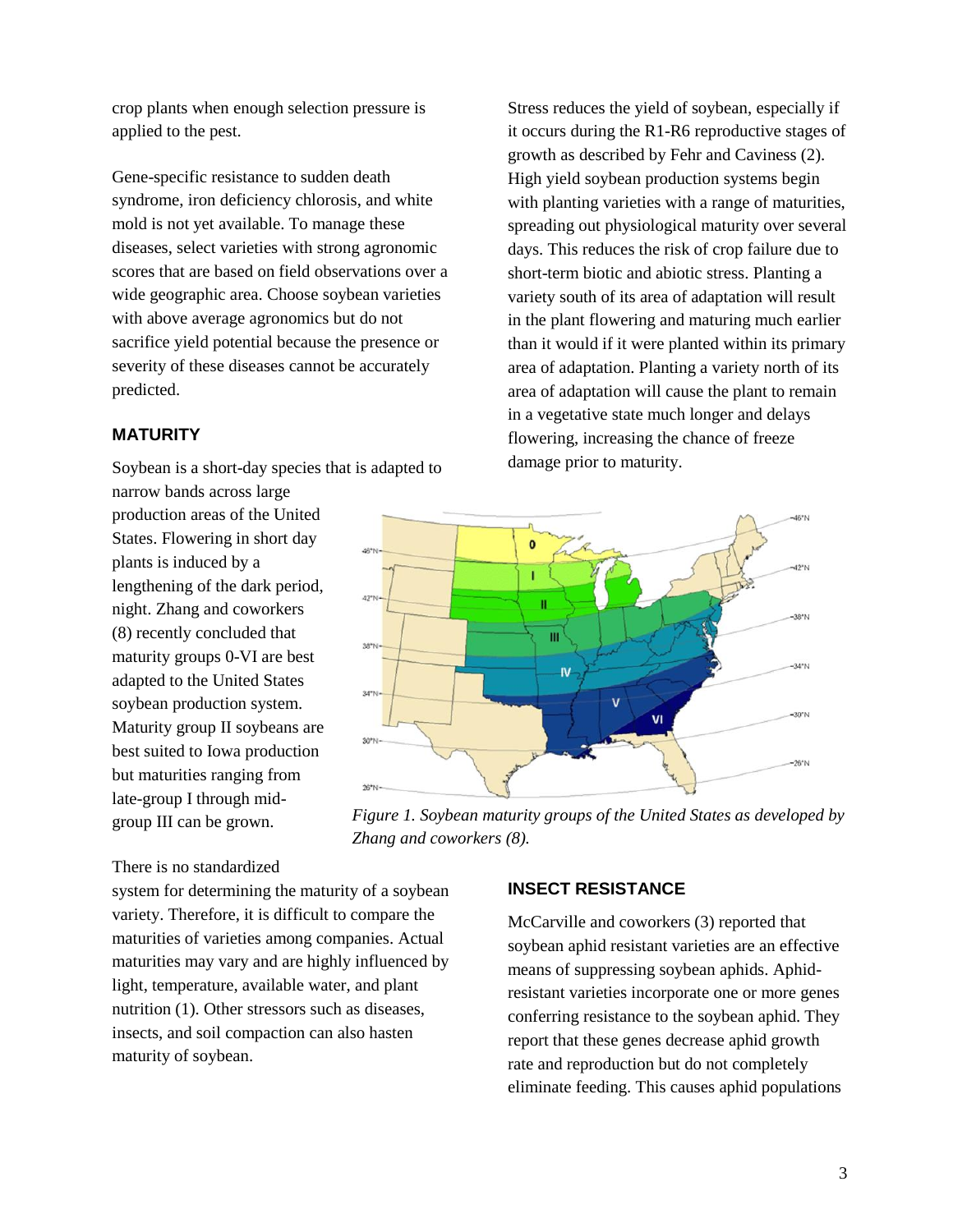crop plants when enough selection pressure is applied to the pest.

Gene-specific resistance to sudden death syndrome, iron deficiency chlorosis, and white mold is not yet available. To manage these diseases, select varieties with strong agronomic scores that are based on field observations over a wide geographic area. Choose soybean varieties with above average agronomics but do not sacrifice yield potential because the presence or severity of these diseases cannot be accurately predicted.

### MATURITY

Soybean is a short-day species that is adapted to narrow bands across large production areas of the United States. Flowering in short day plants is induced by a lengthening of the dark period, night. Zhang and coworkers (8) recently concluded that maturity groups 0-VI are best adapted to the United States soybean production system. Maturity group II soybeans are best suited to Iowa production but maturities ranging from late-group I through mid-group III can be grown.

*Figure 1. Soybean maturity groups of the United States as developed by Zhang and coworkers (8).*

There is no standardized system for determining the maturity of a soybean variety. Therefore, it is difficult to compare the maturities of varieties among companies. Actual maturities may vary and are highly influenced by light, temperature, available water, and plant nutrition (1). Other stressors such as diseases, insects, and soil compaction can also hasten maturity of soybean.

Stress reduces the yield of soybean, especially if it occurs during the R1-R6 reproductive stages of growth as described by Fehr and Caviness (2). High yield soybean production systems begin with planting varieties with a range of maturities, spreading out physiological maturity over several days. This reduces the risk of crop failure due to short-term biotic and abiotic stress. Planting a variety south of its area of adaptation will result in the plant flowering and maturing much earlier than it would if it were planted within its primary area of adaptation. Planting a variety north of its area of adaptation will cause the plant to remain in a vegetative state much longer and delays flowering, increasing the chance of freeze damage prior to maturity.

### INSECT RESISTANCE

McCarville and coworkers (3) reported that soybean aphid resistant varieties are an effective means of suppressing soybean aphids. Aphid-resistant varieties incorporate one or more genes conferring resistance to the soybean aphid. They report that these genes decrease aphid growth rate and reproduction but do not completely eliminate feeding. This causes aphid populations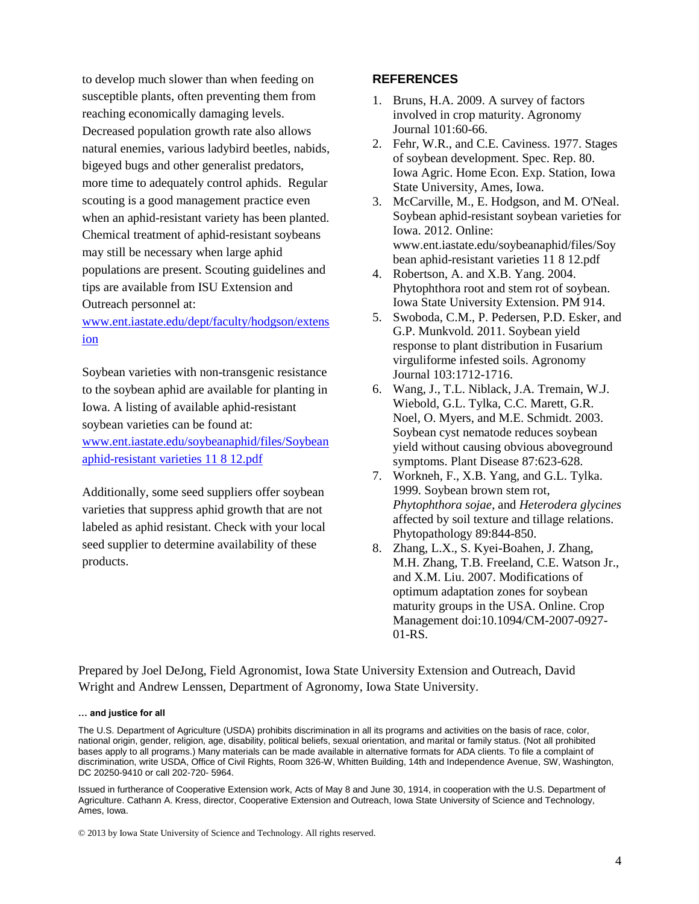to develop much slower than when feeding on susceptible plants, often preventing them from reaching economically damaging levels. Decreased population growth rate also allows natural enemies, various ladybird beetles, nabids, bigeyed bugs and other generalist predators, more time to adequately control aphids. Regular scouting is a good management practice even when an aphid-resistant variety has been planted. Chemical treatment of aphid-resistant soybeans may still be necessary when large aphid populations are present. Scouting guidelines and tips are available from ISU Extension and Outreach personnel at: [www.ent.iastate.edu/dept/faculty/hodgson/extension](www.ent.iastate.edu/dept/faculty/hodgson/extension)

Soybean varieties with non-transgenic resistance to the soybean aphid are available for planting in Iowa. A listing of available aphid-resistant soybean varieties can be found at: [www.ent.iastate.edu/soybeanaphid/files/Soybean aphid-resistant varieties 11 8 12.pdf](www.ent.iastate.edu/soybeanaphid/files/Soybean aphid-resistant varieties 11 8 12.pdf)

Additionally, some seed suppliers offer soybean varieties that suppress aphid growth that are not labeled as aphid resistant. Check with your local seed supplier to determine availability of these products.

## REFERENCES

1. Bruns, H.A. 2009. A survey of factors involved in crop maturity. Agronomy Journal 101:60-66.
2. Fehr, W.R., and C.E. Caviness. 1977. Stages of soybean development. Spec. Rep. 80. Iowa Agric. Home Econ. Exp. Station, Iowa State University, Ames, Iowa.
3. McCarville, M., E. Hodgson, and M. O'Neal. Soybean aphid-resistant soybean varieties for Iowa. 2012. Online: www.ent.iastate.edu/soybeanaphid/files/Soybean aphid-resistant varieties 11 8 12.pdf
4. Robertson, A. and X.B. Yang. 2004. Phytophthora root and stem rot of soybean. Iowa State University Extension. PM 914.
5. Swoboda, C.M., P. Pedersen, P.D. Esker, and G.P. Munkvold. 2011. Soybean yield response to plant distribution in Fusarium virguliforme infested soils. Agronomy Journal 103:1712-1716.
6. Wang, J., T.L. Niblack, J.A. Tremain, W.J. Wiebold, G.L. Tylka, C.C. Marett, G.R. Noel, O. Myers, and M.E. Schmidt. 2003. Soybean cyst nematode reduces soybean yield without causing obvious aboveground symptoms. Plant Disease 87:623-628.
7. Workneh, F., X.B. Yang, and G.L. Tylka. 1999. Soybean brown stem rot, *Phytophthora sojae*, and *Heterodera glycines* affected by soil texture and tillage relations. Phytopathology 89:844-850.
8. Zhang, L.X., S. Kyei-Boahen, J. Zhang, M.H. Zhang, T.B. Freeland, C.E. Watson Jr., and X.M. Liu. 2007. Modifications of optimum adaptation zones for soybean maturity groups in the USA. Online. Crop Management doi:10.1094/CM-2007-0927-01-RS.

Prepared by Joel DeJong, Field Agronomist, Iowa State University Extension and Outreach, David Wright and Andrew Lenssen, Department of Agronomy, Iowa State University.

**… and justice for all**

The U.S. Department of Agriculture (USDA) prohibits discrimination in all its programs and activities on the basis of race, color, national origin, gender, religion, age, disability, political beliefs, sexual orientation, and marital or family status. (Not all prohibited bases apply to all programs.) Many materials can be made available in alternative formats for ADA clients. To file a complaint of discrimination, write USDA, Office of Civil Rights, Room 326-W, Whitten Building, 14th and Independence Avenue, SW, Washington, DC 20250-9410 or call 202-720- 5964.

Issued in furtherance of Cooperative Extension work, Acts of May 8 and June 30, 1914, in cooperation with the U.S. Department of Agriculture. Cathann A. Kress, director, Cooperative Extension and Outreach, Iowa State University of Science and Technology, Ames, Iowa.

© 2013 by Iowa State University of Science and Technology. All rights reserved.